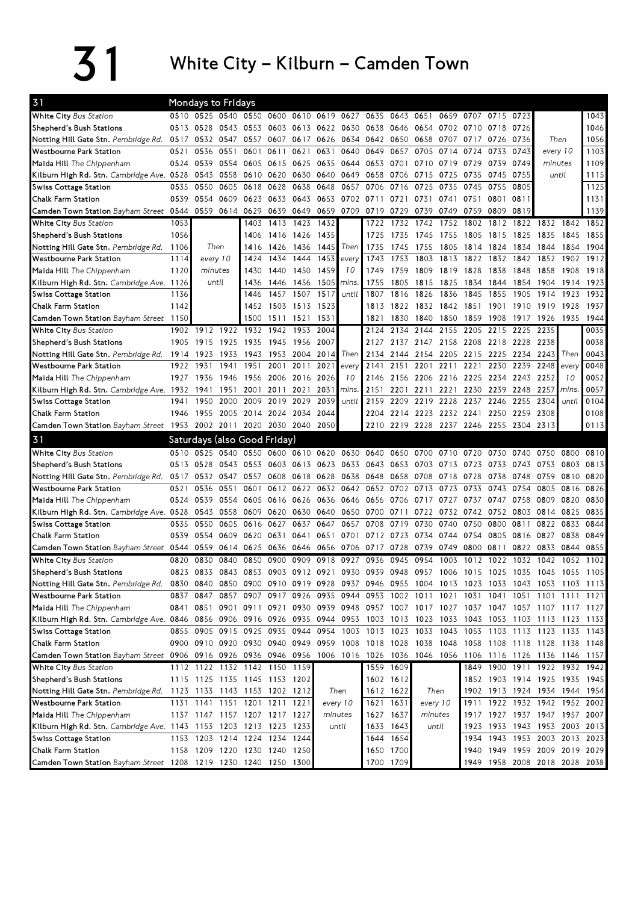# 31 White City – Kilburn – Camden Town

## Mondays to Fridays

| 31 | | | | | | | | | | | | | | | | | | |
|---|---|---|---|---|---|---|---|---|---|---|---|---|---|---|---|---|---|---|
| White City *Bus Station* | 0510 | 0525 | 0540 | 0550 | 0600 | 0610 | 0619 | 0627 | 0635 | 0643 | 0651 | 0659 | 0707 | 0715 | 0723 | | | 1043 |
| Shepherd's Bush Stations | 0513 | 0528 | 0543 | 0553 | 0603 | 0613 | 0622 | 0630 | 0638 | 0646 | 0654 | 0702 | 0710 | 0718 | 0726 | Then | | 1046 |
| Notting Hill Gate Stn. *Pembridge Rd.* | 0517 | 0532 | 0547 | 0557 | 0607 | 0617 | 0626 | 0634 | 0642 | 0650 | 0658 | 0707 | 0717 | 0726 | 0736 | every 10 | | 1056 |
| Westbourne Park Station | 0521 | 0536 | 0551 | 0601 | 0611 | 0621 | 0631 | 0640 | 0649 | 0657 | 0705 | 0714 | 0724 | 0733 | 0743 | minutes | | 1103 |
| Maida Hill *The Chippenham* | 0524 | 0539 | 0554 | 0605 | 0615 | 0625 | 0635 | 0644 | 0653 | 0701 | 0710 | 0719 | 0729 | 0739 | 0749 | until | | 1109 |
| Kilburn High Rd. Stn. *Cambridge Ave.* | 0528 | 0543 | 0558 | 0610 | 0620 | 0630 | 0640 | 0649 | 0658 | 0706 | 0715 | 0725 | 0735 | 0745 | 0755 | | | 1115 |
| Swiss Cottage Station | 0535 | 0550 | 0605 | 0618 | 0628 | 0638 | 0648 | 0657 | 0706 | 0716 | 0725 | 0735 | 0745 | 0755 | 0805 | | | 1125 |
| Chalk Farm Station | 0539 | 0554 | 0609 | 0623 | 0633 | 0643 | 0653 | 0702 | 0711 | 0721 | 0731 | 0741 | 0751 | 0801 | 0811 | | | 1131 |
| Camden Town Station *Bayham Street* | 0544 | 0559 | 0614 | 0629 | 0639 | 0649 | 0659 | 0709 | 0719 | 0729 | 0739 | 0749 | 0759 | 0809 | 0819 | | | 1139 |
| White City *Bus Station* | 1053 | | | 1403 | 1413 | 1423 | 1432 | | 1722 | 1732 | 1742 | 1752 | 1802 | 1812 | 1822 | 1832 | 1842 | 1852 |
| Shepherd's Bush Stations | 1056 | | | 1406 | 1416 | 1426 | 1435 | | 1725 | 1735 | 1745 | 1755 | 1805 | 1815 | 1825 | 1835 | 1845 | 1855 |
| Notting Hill Gate Stn. *Pembridge Rd.* | 1106 | Then | | 1416 | 1426 | 1436 | 1445 | Then | 1735 | 1745 | 1755 | 1805 | 1814 | 1824 | 1834 | 1844 | 1854 | 1904 |
| Westbourne Park Station | 1114 | every 10 | | 1424 | 1434 | 1444 | 1453 | every | 1743 | 1753 | 1803 | 1813 | 1822 | 1832 | 1842 | 1852 | 1902 | 1912 |
| Maida Hill *The Chippenham* | 1120 | minutes | | 1430 | 1440 | 1450 | 1459 | 10 | 1749 | 1759 | 1809 | 1819 | 1828 | 1838 | 1848 | 1858 | 1908 | 1918 |
| Kilburn High Rd. Stn. *Cambridge Ave.* | 1126 | until | | 1436 | 1446 | 1456 | 1505 | mins. | 1755 | 1805 | 1815 | 1825 | 1834 | 1844 | 1854 | 1904 | 1914 | 1923 |
| Swiss Cottage Station | 1136 | | | 1446 | 1457 | 1507 | 1517 | until | 1807 | 1816 | 1826 | 1836 | 1845 | 1855 | 1905 | 1914 | 1923 | 1932 |
| Chalk Farm Station | 1142 | | | 1452 | 1503 | 1513 | 1523 | | 1813 | 1822 | 1832 | 1842 | 1851 | 1901 | 1910 | 1919 | 1928 | 1937 |
| Camden Town Station *Bayham Street* | 1150 | | | 1500 | 1511 | 1521 | 1531 | | 1821 | 1830 | 1840 | 1850 | 1859 | 1908 | 1917 | 1926 | 1935 | 1944 |
| White City *Bus Station* | 1902 | 1912 | 1922 | 1932 | 1942 | 1953 | 2004 | | 2124 | 2134 | 2144 | 2155 | 2205 | 2215 | 2225 | 2235 | | 0035 |
| Shepherd's Bush Stations | 1905 | 1915 | 1925 | 1935 | 1945 | 1956 | 2007 | | 2127 | 2137 | 2147 | 2158 | 2208 | 2218 | 2228 | 2238 | | 0038 |
| Notting Hill Gate Stn. *Pembridge Rd.* | 1914 | 1923 | 1933 | 1943 | 1953 | 2004 | 2014 | Then | 2134 | 2144 | 2154 | 2205 | 2215 | 2225 | 2234 | 2243 | Then | 0043 |
| Westbourne Park Station | 1922 | 1931 | 1941 | 1951 | 2001 | 2011 | 2021 | every | 2141 | 2151 | 2201 | 2211 | 2221 | 2230 | 2239 | 2248 | every | 0048 |
| Maida Hill *The Chippenham* | 1927 | 1936 | 1946 | 1956 | 2006 | 2016 | 2026 | 10 | 2146 | 2156 | 2206 | 2216 | 2225 | 2234 | 2243 | 2252 | 10 | 0052 |
| Kilburn High Rd. Stn. *Cambridge Ave.* | 1932 | 1941 | 1951 | 2001 | 2011 | 2021 | 2031 | mins. | 2151 | 2201 | 2211 | 2221 | 2230 | 2239 | 2248 | 2257 | mins. | 0057 |
| Swiss Cottage Station | 1941 | 1950 | 2000 | 2009 | 2019 | 2029 | 2039 | until | 2159 | 2209 | 2219 | 2228 | 2237 | 2246 | 2255 | 2304 | until | 0104 |
| Chalk Farm Station | 1946 | 1955 | 2005 | 2014 | 2024 | 2034 | 2044 | | 2204 | 2214 | 2223 | 2232 | 2241 | 2250 | 2259 | 2308 | | 0108 |
| Camden Town Station *Bayham Street* | 1953 | 2002 | 2011 | 2020 | 2030 | 2040 | 2050 | | 2210 | 2219 | 2228 | 2237 | 2246 | 2255 | 2304 | 2313 | | 0113 |

## Saturdays (also Good Friday)

| 31 | | | | | | | | | | | | | | | | | | |
|---|---|---|---|---|---|---|---|---|---|---|---|---|---|---|---|---|---|---|
| White City *Bus Station* | 0510 | 0525 | 0540 | 0550 | 0600 | 0610 | 0620 | 0630 | 0640 | 0650 | 0700 | 0710 | 0720 | 0730 | 0740 | 0750 | 0800 | 0810 |
| Shepherd's Bush Stations | 0513 | 0528 | 0543 | 0553 | 0603 | 0613 | 0623 | 0633 | 0643 | 0653 | 0703 | 0713 | 0723 | 0733 | 0743 | 0753 | 0803 | 0813 |
| Notting Hill Gate Stn. *Pembridge Rd.* | 0517 | 0532 | 0547 | 0557 | 0608 | 0618 | 0628 | 0638 | 0648 | 0658 | 0708 | 0718 | 0728 | 0738 | 0748 | 0759 | 0810 | 0820 |
| Westbourne Park Station | 0521 | 0536 | 0551 | 0601 | 0612 | 0622 | 0632 | 0642 | 0652 | 0702 | 0713 | 0723 | 0733 | 0743 | 0754 | 0805 | 0816 | 0826 |
| Maida Hill *The Chippenham* | 0524 | 0539 | 0554 | 0605 | 0616 | 0626 | 0636 | 0646 | 0656 | 0706 | 0717 | 0727 | 0737 | 0747 | 0758 | 0809 | 0820 | 0830 |
| Kilburn High Rd. Stn. *Cambridge Ave.* | 0528 | 0543 | 0558 | 0609 | 0620 | 0630 | 0640 | 0650 | 0700 | 0711 | 0722 | 0732 | 0742 | 0752 | 0803 | 0814 | 0825 | 0835 |
| Swiss Cottage Station | 0535 | 0550 | 0605 | 0616 | 0627 | 0637 | 0647 | 0657 | 0708 | 0719 | 0730 | 0740 | 0750 | 0800 | 0811 | 0822 | 0833 | 0844 |
| Chalk Farm Station | 0539 | 0554 | 0609 | 0620 | 0631 | 0641 | 0651 | 0701 | 0712 | 0723 | 0734 | 0744 | 0754 | 0805 | 0816 | 0827 | 0838 | 0849 |
| Camden Town Station *Bayham Street* | 0544 | 0559 | 0614 | 0625 | 0636 | 0646 | 0656 | 0706 | 0717 | 0728 | 0739 | 0749 | 0800 | 0811 | 0822 | 0833 | 0844 | 0855 |
| White City *Bus Station* | 0820 | 0830 | 0840 | 0850 | 0900 | 0909 | 0918 | 0927 | 0936 | 0945 | 0954 | 1003 | 1012 | 1022 | 1032 | 1042 | 1052 | 1102 |
| Shepherd's Bush Stations | 0823 | 0833 | 0843 | 0853 | 0903 | 0912 | 0921 | 0930 | 0939 | 0948 | 0957 | 1006 | 1015 | 1025 | 1035 | 1045 | 1055 | 1105 |
| Notting Hill Gate Stn. *Pembridge Rd.* | 0830 | 0840 | 0850 | 0900 | 0910 | 0919 | 0928 | 0937 | 0946 | 0955 | 1004 | 1013 | 1023 | 1033 | 1043 | 1053 | 1103 | 1113 |
| Westbourne Park Station | 0837 | 0847 | 0857 | 0907 | 0917 | 0926 | 0935 | 0944 | 0953 | 1002 | 1011 | 1021 | 1031 | 1041 | 1051 | 1101 | 1111 | 1121 |
| Maida Hill *The Chippenham* | 0841 | 0851 | 0901 | 0911 | 0921 | 0930 | 0939 | 0948 | 0957 | 1007 | 1017 | 1027 | 1037 | 1047 | 1057 | 1107 | 1117 | 1127 |
| Kilburn High Rd. Stn. *Cambridge Ave.* | 0846 | 0856 | 0906 | 0916 | 0926 | 0935 | 0944 | 0953 | 1003 | 1013 | 1023 | 1033 | 1043 | 1053 | 1103 | 1113 | 1123 | 1133 |
| Swiss Cottage Station | 0855 | 0905 | 0915 | 0925 | 0935 | 0944 | 0954 | 1003 | 1013 | 1023 | 1033 | 1043 | 1053 | 1103 | 1113 | 1123 | 1133 | 1143 |
| Chalk Farm Station | 0900 | 0910 | 0920 | 0930 | 0940 | 0949 | 0959 | 1008 | 1018 | 1028 | 1038 | 1048 | 1058 | 1108 | 1118 | 1128 | 1138 | 1148 |
| Camden Town Station *Bayham Street* | 0906 | 0916 | 0926 | 0936 | 0946 | 0956 | 1006 | 1016 | 1026 | 1036 | 1046 | 1056 | 1106 | 1116 | 1126 | 1136 | 1146 | 1157 |
| White City *Bus Station* | 1112 | 1122 | 1132 | 1142 | 1150 | 1159 | | | 1559 | 1609 | | | 1849 | 1900 | 1911 | 1922 | 1932 | 1942 |
| Shepherd's Bush Stations | 1115 | 1125 | 1135 | 1145 | 1153 | 1202 | | | 1602 | 1612 | | | 1852 | 1903 | 1914 | 1925 | 1935 | 1945 |
| Notting Hill Gate Stn. *Pembridge Rd.* | 1123 | 1133 | 1143 | 1153 | 1202 | 1212 | Then | | 1612 | 1622 | Then | | 1902 | 1913 | 1924 | 1934 | 1944 | 1954 |
| Westbourne Park Station | 1131 | 1141 | 1151 | 1201 | 1211 | 1221 | every 10 | | 1621 | 1631 | every 10 | | 1911 | 1922 | 1932 | 1942 | 1952 | 2002 |
| Maida Hill *The Chippenham* | 1137 | 1147 | 1157 | 1207 | 1217 | 1227 | minutes | | 1627 | 1637 | minutes | | 1917 | 1927 | 1937 | 1947 | 1957 | 2007 |
| Kilburn High Rd. Stn. *Cambridge Ave.* | 1143 | 1153 | 1203 | 1213 | 1223 | 1233 | until | | 1633 | 1643 | until | | 1923 | 1933 | 1943 | 1953 | 2003 | 2013 |
| Swiss Cottage Station | 1153 | 1203 | 1214 | 1224 | 1234 | 1244 | | | 1644 | 1654 | | | 1934 | 1943 | 1953 | 2003 | 2013 | 2023 |
| Chalk Farm Station | 1158 | 1209 | 1220 | 1230 | 1240 | 1250 | | | 1650 | 1700 | | | 1940 | 1949 | 1959 | 2009 | 2019 | 2029 |
| Camden Town Station *Bayham Street* | 1208 | 1219 | 1230 | 1240 | 1250 | 1300 | | | 1700 | 1709 | | | 1949 | 1958 | 2008 | 2018 | 2028 | 2038 |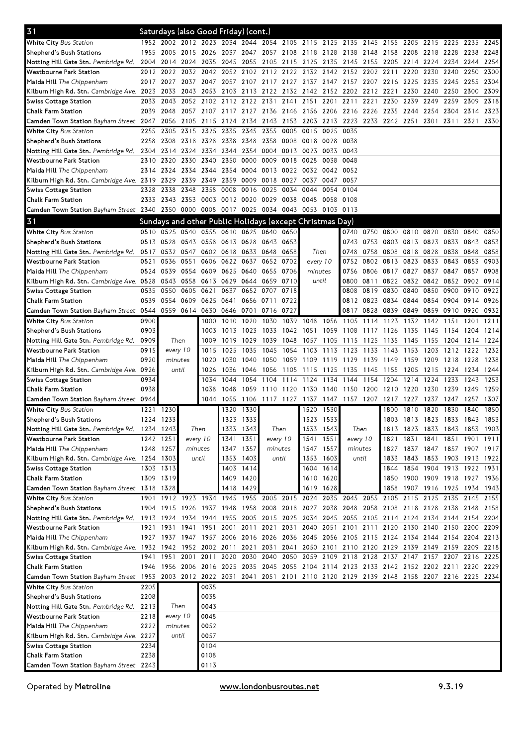## 31 Saturdays (also Good Friday) (cont.)

| Stop | | | | | | | | | | | | | | | | | | |
|---|---|---|---|---|---|---|---|---|---|---|---|---|---|---|---|---|---|---|
| White City *Bus Station* | 1952 | 2002 | 2012 | 2023 | 2034 | 2044 | 2054 | 2105 | 2115 | 2125 | 2135 | 2145 | 2155 | 2205 | 2215 | 2225 | 2235 | 2245 |
| Shepherd's Bush Stations | 1955 | 2005 | 2015 | 2026 | 2037 | 2047 | 2057 | 2108 | 2118 | 2128 | 2138 | 2148 | 2158 | 2208 | 2218 | 2228 | 2238 | 2248 |
| Notting Hill Gate Stn. *Pembridge Rd.* | 2004 | 2014 | 2024 | 2035 | 2045 | 2055 | 2105 | 2115 | 2125 | 2135 | 2145 | 2155 | 2205 | 2214 | 2224 | 2234 | 2244 | 2254 |
| Westbourne Park Station | 2012 | 2022 | 2032 | 2042 | 2052 | 2102 | 2112 | 2122 | 2132 | 2142 | 2152 | 2202 | 2211 | 2220 | 2230 | 2240 | 2250 | 2300 |
| Maida Hill *The Chippenham* | 2017 | 2027 | 2037 | 2047 | 2057 | 2107 | 2117 | 2127 | 2137 | 2147 | 2157 | 2207 | 2216 | 2225 | 2235 | 2245 | 2255 | 2304 |
| Kilburn High Rd. Stn. *Cambridge Ave.* | 2023 | 2033 | 2043 | 2053 | 2103 | 2113 | 2122 | 2132 | 2142 | 2152 | 2202 | 2212 | 2221 | 2230 | 2240 | 2250 | 2300 | 2309 |
| Swiss Cottage Station | 2033 | 2043 | 2052 | 2102 | 2112 | 2122 | 2131 | 2141 | 2151 | 2201 | 2211 | 2221 | 2230 | 2239 | 2249 | 2259 | 2309 | 2318 |
| Chalk Farm Station | 2039 | 2048 | 2057 | 2107 | 2117 | 2127 | 2136 | 2146 | 2156 | 2206 | 2216 | 2226 | 2235 | 2244 | 2254 | 2304 | 2314 | 2323 |
| Camden Town Station *Bayham Street* | 2047 | 2056 | 2105 | 2115 | 2124 | 2134 | 2143 | 2153 | 2203 | 2213 | 2223 | 2233 | 2242 | 2251 | 2301 | 2311 | 2321 | 2330 |

| Stop | | | | | | | | | | | |
|---|---|---|---|---|---|---|---|---|---|---|---|
| White City *Bus Station* | 2255 | 2305 | 2315 | 2325 | 2335 | 2345 | 2355 | 0005 | 0015 | 0025 | 0035 |
| Shepherd's Bush Stations | 2258 | 2308 | 2318 | 2328 | 2338 | 2348 | 2358 | 0008 | 0018 | 0028 | 0038 |
| Notting Hill Gate Stn. *Pembridge Rd.* | 2304 | 2314 | 2324 | 2334 | 2344 | 2354 | 0004 | 0013 | 0023 | 0033 | 0043 |
| Westbourne Park Station | 2310 | 2320 | 2330 | 2340 | 2350 | 0000 | 0009 | 0018 | 0028 | 0038 | 0048 |
| Maida Hill *The Chippenham* | 2314 | 2324 | 2334 | 2344 | 2354 | 0004 | 0013 | 0022 | 0032 | 0042 | 0052 |
| Kilburn High Rd. Stn. *Cambridge Ave.* | 2319 | 2329 | 2339 | 2349 | 2359 | 0009 | 0018 | 0027 | 0037 | 0047 | 0057 |
| Swiss Cottage Station | 2328 | 2338 | 2348 | 2358 | 0008 | 0016 | 0025 | 0034 | 0044 | 0054 | 0104 |
| Chalk Farm Station | 2333 | 2343 | 2353 | 0003 | 0012 | 0020 | 0029 | 0038 | 0048 | 0058 | 0108 |
| Camden Town Station *Bayham Street* | 2340 | 2350 | 0000 | 0008 | 0017 | 0025 | 0034 | 0043 | 0053 | 0103 | 0113 |

## 31 Sundays and other Public Holidays (except Christmas Day)

| Stop | | | | | | | | | | | | | | | | | |
|---|---|---|---|---|---|---|---|---|---|---|---|---|---|---|---|---|---|
| White City *Bus Station* | 0510 | 0525 | 0540 | 0555 | 0610 | 0625 | 0640 | 0650 | | 0740 | 0750 | 0800 | 0810 | 0820 | 0830 | 0840 | 0850 |
| Shepherd's Bush Stations | 0513 | 0528 | 0543 | 0558 | 0613 | 0628 | 0643 | 0653 | | 0743 | 0753 | 0803 | 0813 | 0823 | 0833 | 0843 | 0853 |
| Notting Hill Gate Stn. *Pembridge Rd.* | 0517 | 0532 | 0547 | 0602 | 0618 | 0633 | 0648 | 0658 | Then | 0748 | 0758 | 0808 | 0818 | 0828 | 0838 | 0848 | 0858 |
| Westbourne Park Station | 0521 | 0536 | 0551 | 0606 | 0622 | 0637 | 0652 | 0702 | every 10 | 0752 | 0802 | 0813 | 0823 | 0833 | 0843 | 0853 | 0903 |
| Maida Hill *The Chippenham* | 0524 | 0539 | 0554 | 0609 | 0625 | 0640 | 0655 | 0706 | minutes | 0756 | 0806 | 0817 | 0827 | 0837 | 0847 | 0857 | 0908 |
| Kilburn High Rd. Stn. *Cambridge Ave.* | 0528 | 0543 | 0558 | 0613 | 0629 | 0644 | 0659 | 0710 | until | 0800 | 0811 | 0822 | 0832 | 0842 | 0852 | 0902 | 0914 |
| Swiss Cottage Station | 0535 | 0550 | 0605 | 0621 | 0637 | 0652 | 0707 | 0718 | | 0808 | 0819 | 0830 | 0840 | 0850 | 0900 | 0910 | 0922 |
| Chalk Farm Station | 0539 | 0554 | 0609 | 0625 | 0641 | 0656 | 0711 | 0722 | | 0812 | 0823 | 0834 | 0844 | 0854 | 0904 | 0914 | 0926 |
| Camden Town Station *Bayham Street* | 0544 | 0559 | 0614 | 0630 | 0646 | 0701 | 0716 | 0727 | | 0817 | 0828 | 0839 | 0849 | 0859 | 0910 | 0920 | 0932 |

| Stop | | | | | | | | | | | | | | | | | |
|---|---|---|---|---|---|---|---|---|---|---|---|---|---|---|---|---|---|
| White City *Bus Station* | 0900 | | 1000 | 1010 | 1020 | 1030 | 1039 | 1048 | 1056 | 1105 | 1114 | 1123 | 1132 | 1142 | 1151 | 1201 | 1211 |
| Shepherd's Bush Stations | 0903 | | 1003 | 1013 | 1023 | 1033 | 1042 | 1051 | 1059 | 1108 | 1117 | 1126 | 1135 | 1145 | 1154 | 1204 | 1214 |
| Notting Hill Gate Stn. *Pembridge Rd.* | 0909 | Then | 1009 | 1019 | 1029 | 1039 | 1048 | 1057 | 1105 | 1115 | 1125 | 1135 | 1145 | 1155 | 1204 | 1214 | 1224 |
| Westbourne Park Station | 0915 | every 10 | 1015 | 1025 | 1035 | 1045 | 1054 | 1103 | 1113 | 1123 | 1133 | 1143 | 1153 | 1203 | 1212 | 1222 | 1232 |
| Maida Hill *The Chippenham* | 0920 | minutes | 1020 | 1030 | 1040 | 1050 | 1059 | 1109 | 1119 | 1129 | 1139 | 1149 | 1159 | 1209 | 1218 | 1228 | 1238 |
| Kilburn High Rd. Stn. *Cambridge Ave.* | 0926 | until | 1026 | 1036 | 1046 | 1056 | 1105 | 1115 | 1125 | 1135 | 1145 | 1155 | 1205 | 1215 | 1224 | 1234 | 1244 |
| Swiss Cottage Station | 0934 | | 1034 | 1044 | 1054 | 1104 | 1114 | 1124 | 1134 | 1144 | 1154 | 1204 | 1214 | 1224 | 1233 | 1243 | 1253 |
| Chalk Farm Station | 0938 | | 1038 | 1048 | 1059 | 1110 | 1120 | 1130 | 1140 | 1150 | 1200 | 1210 | 1220 | 1230 | 1239 | 1249 | 1259 |
| Camden Town Station *Bayham Street* | 0944 | | 1044 | 1055 | 1106 | 1117 | 1127 | 1137 | 1147 | 1157 | 1207 | 1217 | 1227 | 1237 | 1247 | 1257 | 1307 |

| Stop | | | | | | | | | | | | | | | |
|---|---|---|---|---|---|---|---|---|---|---|---|---|---|---|---|
| White City *Bus Station* | 1221 | 1230 | | 1320 | 1330 | | 1520 | 1530 | | 1800 | 1810 | 1820 | 1830 | 1840 | 1850 |
| Shepherd's Bush Stations | 1224 | 1233 | | 1323 | 1333 | | 1523 | 1533 | | 1803 | 1813 | 1823 | 1833 | 1843 | 1853 |
| Notting Hill Gate Stn. *Pembridge Rd.* | 1234 | 1243 | Then | 1333 | 1343 | Then | 1533 | 1543 | Then | 1813 | 1823 | 1833 | 1843 | 1853 | 1903 |
| Westbourne Park Station | 1242 | 1251 | every 10 | 1341 | 1351 | every 10 | 1541 | 1551 | every 10 | 1821 | 1831 | 1841 | 1851 | 1901 | 1911 |
| Maida Hill *The Chippenham* | 1248 | 1257 | minutes | 1347 | 1357 | minutes | 1547 | 1557 | minutes | 1827 | 1837 | 1847 | 1857 | 1907 | 1917 |
| Kilburn High Rd. Stn. *Cambridge Ave.* | 1254 | 1303 | until | 1353 | 1403 | until | 1553 | 1603 | until | 1833 | 1843 | 1853 | 1903 | 1913 | 1922 |
| Swiss Cottage Station | 1303 | 1313 | | 1403 | 1414 | | 1604 | 1614 | | 1844 | 1854 | 1904 | 1913 | 1922 | 1931 |
| Chalk Farm Station | 1309 | 1319 | | 1409 | 1420 | | 1610 | 1620 | | 1850 | 1900 | 1909 | 1918 | 1927 | 1936 |
| Camden Town Station *Bayham Street* | 1318 | 1328 | | 1418 | 1429 | | 1619 | 1628 | | 1858 | 1907 | 1916 | 1925 | 1934 | 1943 |

| Stop | | | | | | | | | | | | | | | | | | |
|---|---|---|---|---|---|---|---|---|---|---|---|---|---|---|---|---|---|---|
| White City *Bus Station* | 1901 | 1912 | 1923 | 1934 | 1945 | 1955 | 2005 | 2015 | 2024 | 2035 | 2045 | 2055 | 2105 | 2115 | 2125 | 2135 | 2145 | 2155 |
| Shepherd's Bush Stations | 1904 | 1915 | 1926 | 1937 | 1948 | 1958 | 2008 | 2018 | 2027 | 2038 | 2048 | 2058 | 2108 | 2118 | 2128 | 2138 | 2148 | 2158 |
| Notting Hill Gate Stn. *Pembridge Rd.* | 1913 | 1924 | 1934 | 1944 | 1955 | 2005 | 2015 | 2025 | 2034 | 2045 | 2055 | 2105 | 2114 | 2124 | 2134 | 2144 | 2154 | 2204 |
| Westbourne Park Station | 1921 | 1931 | 1941 | 1951 | 2001 | 2011 | 2021 | 2031 | 2040 | 2051 | 2101 | 2111 | 2120 | 2130 | 2140 | 2150 | 2200 | 2209 |
| Maida Hill *The Chippenham* | 1927 | 1937 | 1947 | 1957 | 2006 | 2016 | 2026 | 2036 | 2045 | 2056 | 2105 | 2115 | 2124 | 2134 | 2144 | 2154 | 2204 | 2213 |
| Kilburn High Rd. Stn. *Cambridge Ave.* | 1932 | 1942 | 1952 | 2002 | 2011 | 2021 | 2031 | 2041 | 2050 | 2101 | 2110 | 2120 | 2129 | 2139 | 2149 | 2159 | 2209 | 2218 |
| Swiss Cottage Station | 1941 | 1951 | 2001 | 2011 | 2020 | 2030 | 2040 | 2050 | 2059 | 2109 | 2118 | 2128 | 2137 | 2147 | 2157 | 2207 | 2216 | 2225 |
| Chalk Farm Station | 1946 | 1956 | 2006 | 2016 | 2025 | 2035 | 2045 | 2055 | 2104 | 2114 | 2123 | 2133 | 2142 | 2152 | 2202 | 2211 | 2220 | 2229 |
| Camden Town Station *Bayham Street* | 1953 | 2003 | 2012 | 2022 | 2031 | 2041 | 2051 | 2101 | 2110 | 2120 | 2129 | 2139 | 2148 | 2158 | 2207 | 2216 | 2225 | 2234 |

| Stop | | | |
|---|---|---|---|
| White City *Bus Station* | 2205 | | 0035 |
| Shepherd's Bush Stations | 2208 | | 0038 |
| Notting Hill Gate Stn. *Pembridge Rd.* | 2213 | Then | 0043 |
| Westbourne Park Station | 2218 | every 10 | 0048 |
| Maida Hill *The Chippenham* | 2222 | minutes | 0052 |
| Kilburn High Rd. Stn. *Cambridge Ave.* | 2227 | until | 0057 |
| Swiss Cottage Station | 2234 | | 0104 |
| Chalk Farm Station | 2238 | | 0108 |
| Camden Town Station *Bayham Street* | 2243 | | 0113 |

Operated by **Metroline** www.londonbusroutes.net 9.3.19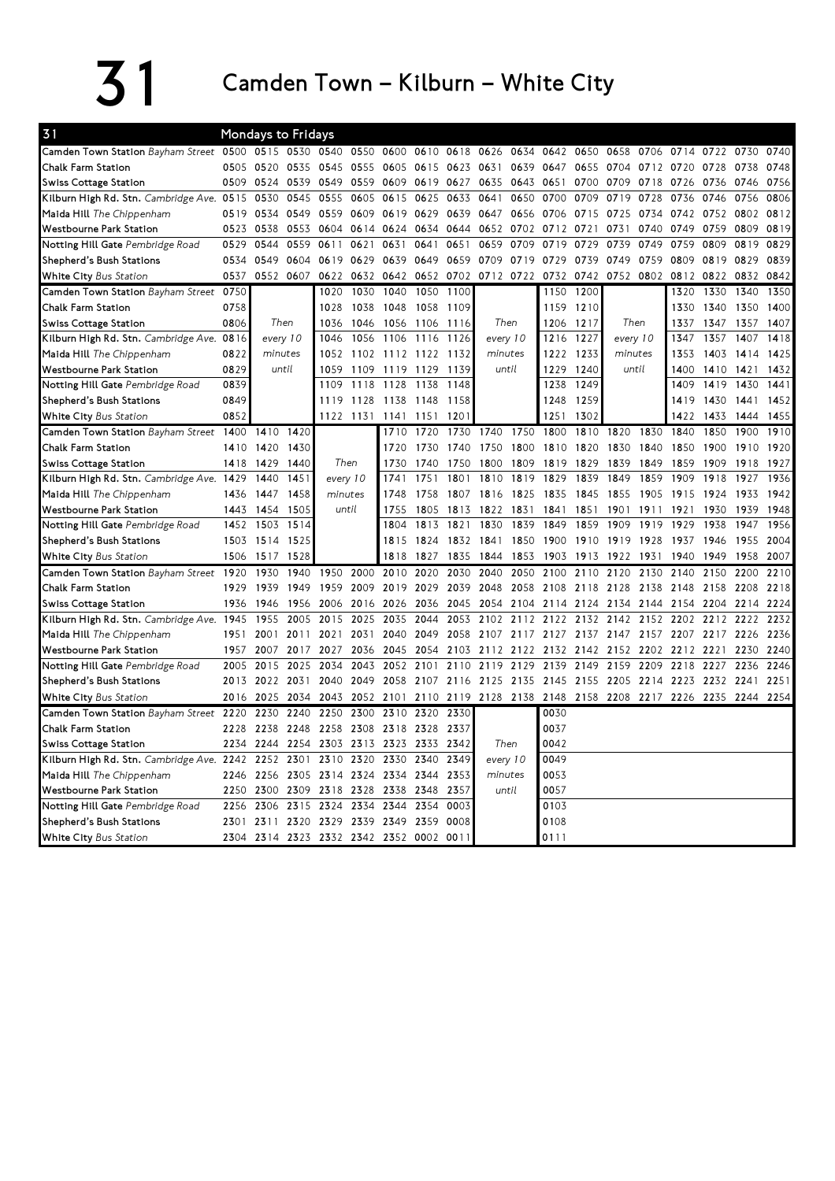# 31 Camden Town – Kilburn – White City

| 31 | Mondays to Fridays | | | | | | | | | | | | | | | | | |
|---|---|---|---|---|---|---|---|---|---|---|---|---|---|---|---|---|---|---|
| Camden Town Station *Bayham Street* | 0500 | 0515 | 0530 | 0540 | 0550 | 0600 | 0610 | 0618 | 0626 | 0634 | 0642 | 0650 | 0658 | 0706 | 0714 | 0722 | 0730 | 0740 |
| Chalk Farm Station | 0505 | 0520 | 0535 | 0545 | 0555 | 0605 | 0615 | 0623 | 0631 | 0639 | 0647 | 0655 | 0704 | 0712 | 0720 | 0728 | 0738 | 0748 |
| Swiss Cottage Station | 0509 | 0524 | 0539 | 0549 | 0559 | 0609 | 0619 | 0627 | 0635 | 0643 | 0651 | 0700 | 0709 | 0718 | 0726 | 0736 | 0746 | 0756 |
| Kilburn High Rd. Stn. *Cambridge Ave.* | 0515 | 0530 | 0545 | 0555 | 0605 | 0615 | 0625 | 0633 | 0641 | 0650 | 0700 | 0709 | 0719 | 0728 | 0736 | 0746 | 0756 | 0806 |
| Maida Hill *The Chippenham* | 0519 | 0534 | 0549 | 0559 | 0609 | 0619 | 0629 | 0639 | 0647 | 0656 | 0706 | 0715 | 0725 | 0734 | 0742 | 0752 | 0802 | 0812 |
| Westbourne Park Station | 0523 | 0538 | 0553 | 0604 | 0614 | 0624 | 0634 | 0644 | 0652 | 0702 | 0712 | 0721 | 0731 | 0740 | 0749 | 0759 | 0809 | 0819 |
| Notting Hill Gate *Pembridge Road* | 0529 | 0544 | 0559 | 0611 | 0621 | 0631 | 0641 | 0651 | 0659 | 0709 | 0719 | 0729 | 0739 | 0749 | 0759 | 0809 | 0819 | 0829 |
| Shepherd's Bush Stations | 0534 | 0549 | 0604 | 0619 | 0629 | 0639 | 0649 | 0659 | 0709 | 0719 | 0729 | 0739 | 0749 | 0759 | 0809 | 0819 | 0829 | 0839 |
| White City *Bus Station* | 0537 | 0552 | 0607 | 0622 | 0632 | 0642 | 0652 | 0702 | 0712 | 0722 | 0732 | 0742 | 0752 | 0802 | 0812 | 0822 | 0832 | 0842 |
| Camden Town Station *Bayham Street* | 0750 | | | 1020 | 1030 | 1040 | 1050 | 1100 | | | 1150 | 1200 | | | 1320 | 1330 | 1340 | 1350 |
| Chalk Farm Station | 0758 | | | 1028 | 1038 | 1048 | 1058 | 1109 | | | 1159 | 1210 | | | 1330 | 1340 | 1350 | 1400 |
| Swiss Cottage Station | 0806 | Then | | 1036 | 1046 | 1056 | 1106 | 1116 | Then | | 1206 | 1217 | Then | | 1337 | 1347 | 1357 | 1407 |
| Kilburn High Rd. Stn. *Cambridge Ave.* | 0816 | every 10 | | 1046 | 1056 | 1106 | 1116 | 1126 | every 10 | | 1216 | 1227 | every 10 | | 1347 | 1357 | 1407 | 1418 |
| Maida Hill *The Chippenham* | 0822 | minutes | | 1052 | 1102 | 1112 | 1122 | 1132 | minutes | | 1222 | 1233 | minutes | | 1353 | 1403 | 1414 | 1425 |
| Westbourne Park Station | 0829 | until | | 1059 | 1109 | 1119 | 1129 | 1139 | until | | 1229 | 1240 | until | | 1400 | 1410 | 1421 | 1432 |
| Notting Hill Gate *Pembridge Road* | 0839 | | | 1109 | 1118 | 1128 | 1138 | 1148 | | | 1238 | 1249 | | | 1409 | 1419 | 1430 | 1441 |
| Shepherd's Bush Stations | 0849 | | | 1119 | 1128 | 1138 | 1148 | 1158 | | | 1248 | 1259 | | | 1419 | 1430 | 1441 | 1452 |
| White City *Bus Station* | 0852 | | | 1122 | 1131 | 1141 | 1151 | 1201 | | | 1251 | 1302 | | | 1422 | 1433 | 1444 | 1455 |
| Camden Town Station *Bayham Street* | 1400 | 1410 | 1420 | | | 1710 | 1720 | 1730 | 1740 | 1750 | 1800 | 1810 | 1820 | 1830 | 1840 | 1850 | 1900 | 1910 |
| Chalk Farm Station | 1410 | 1420 | 1430 | | | 1720 | 1730 | 1740 | 1750 | 1800 | 1810 | 1820 | 1830 | 1840 | 1850 | 1900 | 1910 | 1920 |
| Swiss Cottage Station | 1418 | 1429 | 1440 | Then | | 1730 | 1740 | 1750 | 1800 | 1809 | 1819 | 1829 | 1839 | 1849 | 1859 | 1909 | 1918 | 1927 |
| Kilburn High Rd. Stn. *Cambridge Ave.* | 1429 | 1440 | 1451 | every 10 | | 1741 | 1751 | 1801 | 1810 | 1819 | 1829 | 1839 | 1849 | 1859 | 1909 | 1918 | 1927 | 1936 |
| Maida Hill *The Chippenham* | 1436 | 1447 | 1458 | minutes | | 1748 | 1758 | 1807 | 1816 | 1825 | 1835 | 1845 | 1855 | 1905 | 1915 | 1924 | 1933 | 1942 |
| Westbourne Park Station | 1443 | 1454 | 1505 | until | | 1755 | 1805 | 1813 | 1822 | 1831 | 1841 | 1851 | 1901 | 1911 | 1921 | 1930 | 1939 | 1948 |
| Notting Hill Gate *Pembridge Road* | 1452 | 1503 | 1514 | | | 1804 | 1813 | 1821 | 1830 | 1839 | 1849 | 1859 | 1909 | 1919 | 1929 | 1938 | 1947 | 1956 |
| Shepherd's Bush Stations | 1503 | 1514 | 1525 | | | 1815 | 1824 | 1832 | 1841 | 1850 | 1900 | 1910 | 1919 | 1928 | 1937 | 1946 | 1955 | 2004 |
| White City *Bus Station* | 1506 | 1517 | 1528 | | | 1818 | 1827 | 1835 | 1844 | 1853 | 1903 | 1913 | 1922 | 1931 | 1940 | 1949 | 1958 | 2007 |
| Camden Town Station *Bayham Street* | 1920 | 1930 | 1940 | 1950 | 2000 | 2010 | 2020 | 2030 | 2040 | 2050 | 2100 | 2110 | 2120 | 2130 | 2140 | 2150 | 2200 | 2210 |
| Chalk Farm Station | 1929 | 1939 | 1949 | 1959 | 2009 | 2019 | 2029 | 2039 | 2048 | 2058 | 2108 | 2118 | 2128 | 2138 | 2148 | 2158 | 2208 | 2218 |
| Swiss Cottage Station | 1936 | 1946 | 1956 | 2006 | 2016 | 2026 | 2036 | 2045 | 2054 | 2104 | 2114 | 2124 | 2134 | 2144 | 2154 | 2204 | 2214 | 2224 |
| Kilburn High Rd. Stn. *Cambridge Ave.* | 1945 | 1955 | 2005 | 2015 | 2025 | 2035 | 2044 | 2053 | 2102 | 2112 | 2122 | 2132 | 2142 | 2152 | 2202 | 2212 | 2222 | 2232 |
| Maida Hill *The Chippenham* | 1951 | 2001 | 2011 | 2021 | 2031 | 2040 | 2049 | 2058 | 2107 | 2117 | 2127 | 2137 | 2147 | 2157 | 2207 | 2217 | 2226 | 2236 |
| Westbourne Park Station | 1957 | 2007 | 2017 | 2027 | 2036 | 2045 | 2054 | 2103 | 2112 | 2122 | 2132 | 2142 | 2152 | 2202 | 2212 | 2221 | 2230 | 2240 |
| Notting Hill Gate *Pembridge Road* | 2005 | 2015 | 2025 | 2034 | 2043 | 2052 | 2101 | 2110 | 2119 | 2129 | 2139 | 2149 | 2159 | 2209 | 2218 | 2227 | 2236 | 2246 |
| Shepherd's Bush Stations | 2013 | 2022 | 2031 | 2040 | 2049 | 2058 | 2107 | 2116 | 2125 | 2135 | 2145 | 2155 | 2205 | 2214 | 2223 | 2232 | 2241 | 2251 |
| White City *Bus Station* | 2016 | 2025 | 2034 | 2043 | 2052 | 2101 | 2110 | 2119 | 2128 | 2138 | 2148 | 2158 | 2208 | 2217 | 2226 | 2235 | 2244 | 2254 |
| Camden Town Station *Bayham Street* | 2220 | 2230 | 2240 | 2250 | 2300 | 2310 | 2320 | 2330 | | | 0030 | | | | | | | |
| Chalk Farm Station | 2228 | 2238 | 2248 | 2258 | 2308 | 2318 | 2328 | 2337 | | | 0037 | | | | | | | |
| Swiss Cottage Station | 2234 | 2244 | 2254 | 2303 | 2313 | 2323 | 2333 | 2342 | Then | | 0042 | | | | | | | |
| Kilburn High Rd. Stn. *Cambridge Ave.* | 2242 | 2252 | 2301 | 2310 | 2320 | 2330 | 2340 | 2349 | every 10 | | 0049 | | | | | | | |
| Maida Hill *The Chippenham* | 2246 | 2256 | 2305 | 2314 | 2324 | 2334 | 2344 | 2353 | minutes | | 0053 | | | | | | | |
| Westbourne Park Station | 2250 | 2300 | 2309 | 2318 | 2328 | 2338 | 2348 | 2357 | until | | 0057 | | | | | | | |
| Notting Hill Gate *Pembridge Road* | 2256 | 2306 | 2315 | 2324 | 2334 | 2344 | 2354 | 0003 | | | 0103 | | | | | | | |
| Shepherd's Bush Stations | 2301 | 2311 | 2320 | 2329 | 2339 | 2349 | 2359 | 0008 | | | 0108 | | | | | | | |
| White City *Bus Station* | 2304 | 2314 | 2323 | 2332 | 2342 | 2352 | 0002 | 0011 | | | 0111 | | | | | | | |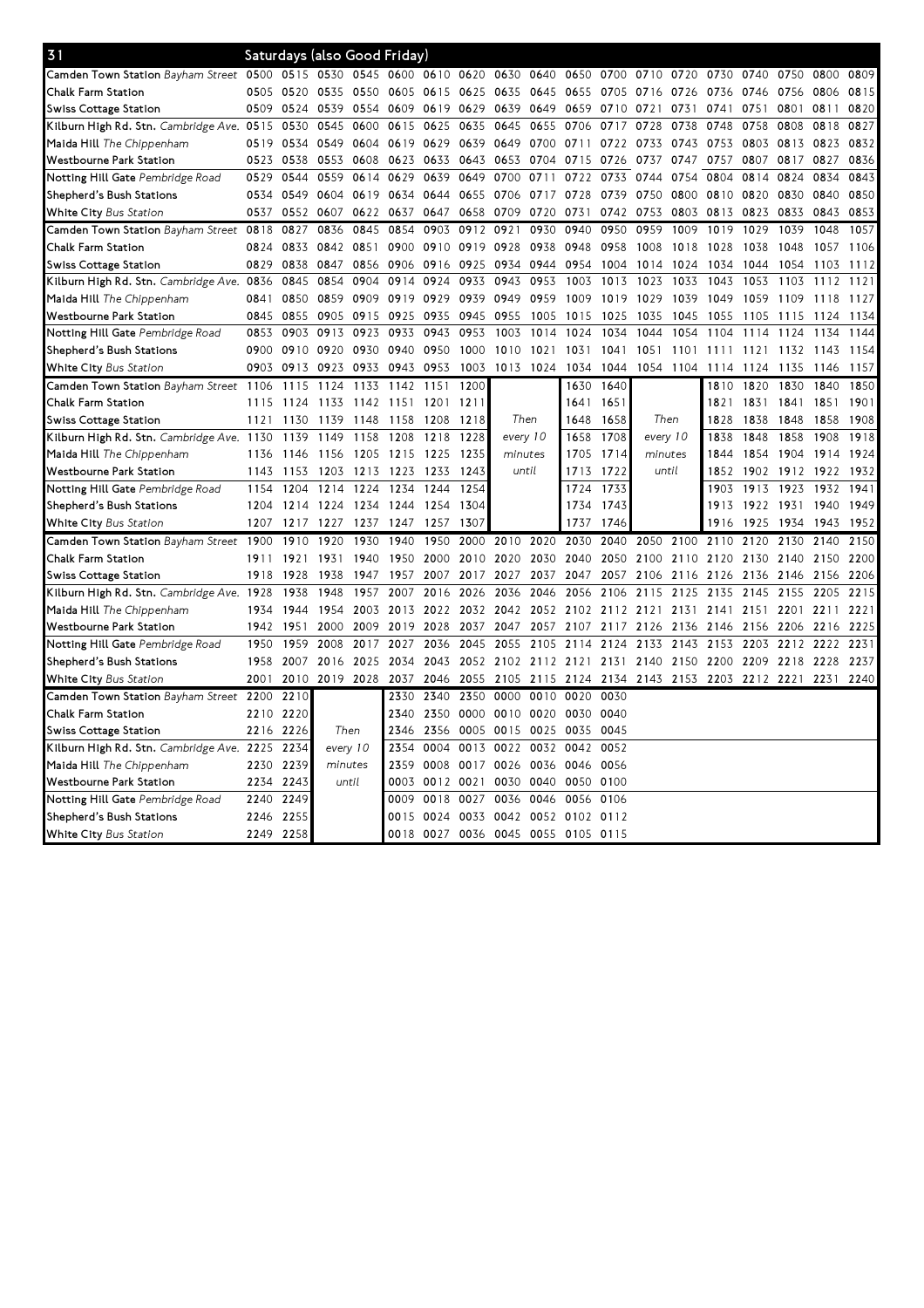# 31 Saturdays (also Good Friday)

| Stop | | | | | | | | | | | | | | | | | | |
|---|---|---|---|---|---|---|---|---|---|---|---|---|---|---|---|---|---|---|
| Camden Town Station *Bayham Street* | 0500 | 0515 | 0530 | 0545 | 0600 | 0610 | 0620 | 0630 | 0640 | 0650 | 0700 | 0710 | 0720 | 0730 | 0740 | 0750 | 0800 | 0809 |
| Chalk Farm Station | 0505 | 0520 | 0535 | 0550 | 0605 | 0615 | 0625 | 0635 | 0645 | 0655 | 0705 | 0716 | 0726 | 0736 | 0746 | 0756 | 0806 | 0815 |
| Swiss Cottage Station | 0509 | 0524 | 0539 | 0554 | 0609 | 0619 | 0629 | 0639 | 0649 | 0659 | 0710 | 0721 | 0731 | 0741 | 0751 | 0801 | 0811 | 0820 |
| Kilburn High Rd. Stn. *Cambridge Ave.* | 0515 | 0530 | 0545 | 0600 | 0615 | 0625 | 0635 | 0645 | 0655 | 0706 | 0717 | 0728 | 0738 | 0748 | 0758 | 0808 | 0818 | 0827 |
| Maida Hill *The Chippenham* | 0519 | 0534 | 0549 | 0604 | 0619 | 0629 | 0639 | 0649 | 0700 | 0711 | 0722 | 0733 | 0743 | 0753 | 0803 | 0813 | 0823 | 0832 |
| Westbourne Park Station | 0523 | 0538 | 0553 | 0608 | 0623 | 0633 | 0643 | 0653 | 0704 | 0715 | 0726 | 0737 | 0747 | 0757 | 0807 | 0817 | 0827 | 0836 |
| Notting Hill Gate *Pembridge Road* | 0529 | 0544 | 0559 | 0614 | 0629 | 0639 | 0649 | 0700 | 0711 | 0722 | 0733 | 0744 | 0754 | 0804 | 0814 | 0824 | 0834 | 0843 |
| Shepherd's Bush Stations | 0534 | 0549 | 0604 | 0619 | 0634 | 0644 | 0655 | 0706 | 0717 | 0728 | 0739 | 0750 | 0800 | 0810 | 0820 | 0830 | 0840 | 0850 |
| White City *Bus Station* | 0537 | 0552 | 0607 | 0622 | 0637 | 0647 | 0658 | 0709 | 0720 | 0731 | 0742 | 0753 | 0803 | 0813 | 0823 | 0833 | 0843 | 0853 |

| Stop | | | | | | | | | | | | | | | | | | |
|---|---|---|---|---|---|---|---|---|---|---|---|---|---|---|---|---|---|---|
| Camden Town Station *Bayham Street* | 0818 | 0827 | 0836 | 0845 | 0854 | 0903 | 0912 | 0921 | 0930 | 0940 | 0950 | 0959 | 1009 | 1019 | 1029 | 1039 | 1048 | 1057 |
| Chalk Farm Station | 0824 | 0833 | 0842 | 0851 | 0900 | 0910 | 0919 | 0928 | 0938 | 0948 | 0958 | 1008 | 1018 | 1028 | 1038 | 1048 | 1057 | 1106 |
| Swiss Cottage Station | 0829 | 0838 | 0847 | 0856 | 0906 | 0916 | 0925 | 0934 | 0944 | 0954 | 1004 | 1014 | 1024 | 1034 | 1044 | 1054 | 1103 | 1112 |
| Kilburn High Rd. Stn. *Cambridge Ave.* | 0836 | 0845 | 0854 | 0904 | 0914 | 0924 | 0933 | 0943 | 0953 | 1003 | 1013 | 1023 | 1033 | 1043 | 1053 | 1103 | 1112 | 1121 |
| Maida Hill *The Chippenham* | 0841 | 0850 | 0859 | 0909 | 0919 | 0929 | 0939 | 0949 | 0959 | 1009 | 1019 | 1029 | 1039 | 1049 | 1059 | 1109 | 1118 | 1127 |
| Westbourne Park Station | 0845 | 0855 | 0905 | 0915 | 0925 | 0935 | 0945 | 0955 | 1005 | 1015 | 1025 | 1035 | 1045 | 1055 | 1105 | 1115 | 1124 | 1134 |
| Notting Hill Gate *Pembridge Road* | 0853 | 0903 | 0913 | 0923 | 0933 | 0943 | 0953 | 1003 | 1014 | 1024 | 1034 | 1044 | 1054 | 1104 | 1114 | 1124 | 1134 | 1144 |
| Shepherd's Bush Stations | 0900 | 0910 | 0920 | 0930 | 0940 | 0950 | 1000 | 1010 | 1021 | 1031 | 1041 | 1051 | 1101 | 1111 | 1121 | 1132 | 1143 | 1154 |
| White City *Bus Station* | 0903 | 0913 | 0923 | 0933 | 0943 | 0953 | 1003 | 1013 | 1024 | 1034 | 1044 | 1054 | 1104 | 1114 | 1124 | 1135 | 1146 | 1157 |

| Stop | | | | | | | | | | | | | | | | |
|---|---|---|---|---|---|---|---|---|---|---|---|---|---|---|---|---|
| Camden Town Station *Bayham Street* | 1106 | 1115 | 1124 | 1133 | 1142 | 1151 | 1200 | Then every 10 minutes until | 1630 | 1640 | Then every 10 minutes until | 1810 | 1820 | 1830 | 1840 | 1850 |
| Chalk Farm Station | 1115 | 1124 | 1133 | 1142 | 1151 | 1201 | 1211 | | 1641 | 1651 | | 1821 | 1831 | 1841 | 1851 | 1901 |
| Swiss Cottage Station | 1121 | 1130 | 1139 | 1148 | 1158 | 1208 | 1218 | | 1648 | 1658 | | 1828 | 1838 | 1848 | 1858 | 1908 |
| Kilburn High Rd. Stn. *Cambridge Ave.* | 1130 | 1139 | 1149 | 1158 | 1208 | 1218 | 1228 | | 1658 | 1708 | | 1838 | 1848 | 1858 | 1908 | 1918 |
| Maida Hill *The Chippenham* | 1136 | 1146 | 1156 | 1205 | 1215 | 1225 | 1235 | | 1705 | 1714 | | 1844 | 1854 | 1904 | 1914 | 1924 |
| Westbourne Park Station | 1143 | 1153 | 1203 | 1213 | 1223 | 1233 | 1243 | | 1713 | 1722 | | 1852 | 1902 | 1912 | 1922 | 1932 |
| Notting Hill Gate *Pembridge Road* | 1154 | 1204 | 1214 | 1224 | 1234 | 1244 | 1254 | | 1724 | 1733 | | 1903 | 1913 | 1923 | 1932 | 1941 |
| Shepherd's Bush Stations | 1204 | 1214 | 1224 | 1234 | 1244 | 1254 | 1304 | | 1734 | 1743 | | 1913 | 1922 | 1931 | 1940 | 1949 |
| White City *Bus Station* | 1207 | 1217 | 1227 | 1237 | 1247 | 1257 | 1307 | | 1737 | 1746 | | 1916 | 1925 | 1934 | 1943 | 1952 |

| Stop | | | | | | | | | | | | | | | | | | |
|---|---|---|---|---|---|---|---|---|---|---|---|---|---|---|---|---|---|---|
| Camden Town Station *Bayham Street* | 1900 | 1910 | 1920 | 1930 | 1940 | 1950 | 2000 | 2010 | 2020 | 2030 | 2040 | 2050 | 2100 | 2110 | 2120 | 2130 | 2140 | 2150 |
| Chalk Farm Station | 1911 | 1921 | 1931 | 1940 | 1950 | 2000 | 2010 | 2020 | 2030 | 2040 | 2050 | 2100 | 2110 | 2120 | 2130 | 2140 | 2150 | 2200 |
| Swiss Cottage Station | 1918 | 1928 | 1938 | 1947 | 1957 | 2007 | 2017 | 2027 | 2037 | 2047 | 2057 | 2106 | 2116 | 2126 | 2136 | 2146 | 2156 | 2206 |
| Kilburn High Rd. Stn. *Cambridge Ave.* | 1928 | 1938 | 1948 | 1957 | 2007 | 2016 | 2026 | 2036 | 2046 | 2056 | 2106 | 2115 | 2125 | 2135 | 2145 | 2155 | 2205 | 2215 |
| Maida Hill *The Chippenham* | 1934 | 1944 | 1954 | 2003 | 2013 | 2022 | 2032 | 2042 | 2052 | 2102 | 2112 | 2121 | 2131 | 2141 | 2151 | 2201 | 2211 | 2221 |
| Westbourne Park Station | 1942 | 1951 | 2000 | 2009 | 2019 | 2028 | 2037 | 2047 | 2057 | 2107 | 2117 | 2126 | 2136 | 2146 | 2156 | 2206 | 2216 | 2225 |
| Notting Hill Gate *Pembridge Road* | 1950 | 1959 | 2008 | 2017 | 2027 | 2036 | 2045 | 2055 | 2105 | 2114 | 2124 | 2133 | 2143 | 2153 | 2203 | 2212 | 2222 | 2231 |
| Shepherd's Bush Stations | 1958 | 2007 | 2016 | 2025 | 2034 | 2043 | 2052 | 2102 | 2112 | 2121 | 2131 | 2140 | 2150 | 2200 | 2209 | 2218 | 2228 | 2237 |
| White City *Bus Station* | 2001 | 2010 | 2019 | 2028 | 2037 | 2046 | 2055 | 2105 | 2115 | 2124 | 2134 | 2143 | 2153 | 2203 | 2212 | 2221 | 2231 | 2240 |

| Stop | | | | | | | | | | |
|---|---|---|---|---|---|---|---|---|---|---|
| Camden Town Station *Bayham Street* | 2200 | 2210 | Then every 10 minutes until | 2330 | 2340 | 2350 | 0000 | 0010 | 0020 | 0030 |
| Chalk Farm Station | 2210 | 2220 | | 2340 | 2350 | 0000 | 0010 | 0020 | 0030 | 0040 |
| Swiss Cottage Station | 2216 | 2226 | | 2346 | 2356 | 0005 | 0015 | 0025 | 0035 | 0045 |
| Kilburn High Rd. Stn. *Cambridge Ave.* | 2225 | 2234 | | 2354 | 0004 | 0013 | 0022 | 0032 | 0042 | 0052 |
| Maida Hill *The Chippenham* | 2230 | 2239 | | 2359 | 0008 | 0017 | 0026 | 0036 | 0046 | 0056 |
| Westbourne Park Station | 2234 | 2243 | | 0003 | 0012 | 0021 | 0030 | 0040 | 0050 | 0100 |
| Notting Hill Gate *Pembridge Road* | 2240 | 2249 | | 0009 | 0018 | 0027 | 0036 | 0046 | 0056 | 0106 |
| Shepherd's Bush Stations | 2246 | 2255 | | 0015 | 0024 | 0033 | 0042 | 0052 | 0102 | 0112 |
| White City *Bus Station* | 2249 | 2258 | | 0018 | 0027 | 0036 | 0045 | 0055 | 0105 | 0115 |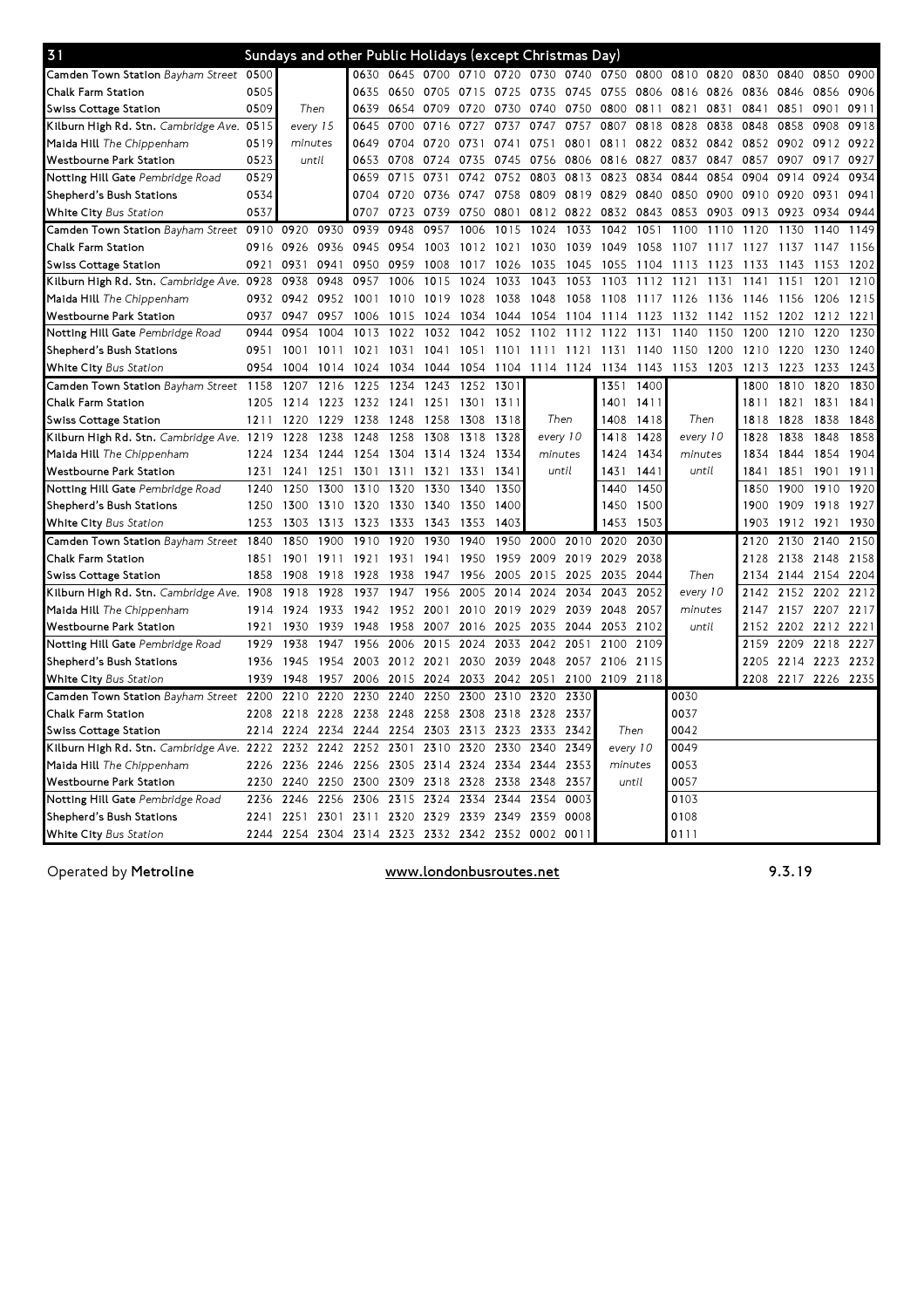## 31 Sundays and other Public Holidays (except Christmas Day)

| | | | | | | | | | | | | | | | | | | | |
|---|---|---|---|---|---|---|---|---|---|---|---|---|---|---|---|---|---|---|---|
| Camden Town Station *Bayham Street* | 0500 | | | 0630 | 0645 | 0700 | 0710 | 0720 | 0730 | 0740 | 0750 | 0800 | 0810 | 0820 | 0830 | 0840 | 0850 | 0900 |
| Chalk Farm Station | 0505 | | | 0635 | 0650 | 0705 | 0715 | 0725 | 0735 | 0745 | 0755 | 0806 | 0816 | 0826 | 0836 | 0846 | 0856 | 0906 |
| Swiss Cottage Station | 0509 | *Then* | | 0639 | 0654 | 0709 | 0720 | 0730 | 0740 | 0750 | 0800 | 0811 | 0821 | 0831 | 0841 | 0851 | 0901 | 0911 |
| Kilburn High Rd. Stn. *Cambridge Ave.* | 0515 | *every 15* | | 0645 | 0700 | 0716 | 0727 | 0737 | 0747 | 0757 | 0807 | 0818 | 0828 | 0838 | 0848 | 0858 | 0908 | 0918 |
| Maida Hill *The Chippenham* | 0519 | *minutes* | | 0649 | 0704 | 0720 | 0731 | 0741 | 0751 | 0801 | 0811 | 0822 | 0832 | 0842 | 0852 | 0902 | 0912 | 0922 |
| Westbourne Park Station | 0523 | *until* | | 0653 | 0708 | 0724 | 0735 | 0745 | 0756 | 0806 | 0816 | 0827 | 0837 | 0847 | 0857 | 0907 | 0917 | 0927 |
| Notting Hill Gate *Pembridge Road* | 0529 | | | 0659 | 0715 | 0731 | 0742 | 0752 | 0803 | 0813 | 0823 | 0834 | 0844 | 0854 | 0904 | 0914 | 0924 | 0934 |
| Shepherd's Bush Stations | 0534 | | | 0704 | 0720 | 0736 | 0747 | 0758 | 0809 | 0819 | 0829 | 0840 | 0850 | 0900 | 0910 | 0920 | 0931 | 0941 |
| White City *Bus Station* | 0537 | | | 0707 | 0723 | 0739 | 0750 | 0801 | 0812 | 0822 | 0832 | 0843 | 0853 | 0903 | 0913 | 0923 | 0934 | 0944 |

| | | | | | | | | | | | | | | | | | | |
|---|---|---|---|---|---|---|---|---|---|---|---|---|---|---|---|---|---|---|
| Camden Town Station *Bayham Street* | 0910 | 0920 | 0930 | 0939 | 0948 | 0957 | 1006 | 1015 | 1024 | 1033 | 1042 | 1051 | 1100 | 1110 | 1120 | 1130 | 1140 | 1149 |
| Chalk Farm Station | 0916 | 0926 | 0936 | 0945 | 0954 | 1003 | 1012 | 1021 | 1030 | 1039 | 1049 | 1058 | 1107 | 1117 | 1127 | 1137 | 1147 | 1156 |
| Swiss Cottage Station | 0921 | 0931 | 0941 | 0950 | 0959 | 1008 | 1017 | 1026 | 1035 | 1045 | 1055 | 1104 | 1113 | 1123 | 1133 | 1143 | 1153 | 1202 |
| Kilburn High Rd. Stn. *Cambridge Ave.* | 0928 | 0938 | 0948 | 0957 | 1006 | 1015 | 1024 | 1033 | 1043 | 1053 | 1103 | 1112 | 1121 | 1131 | 1141 | 1151 | 1201 | 1210 |
| Maida Hill *The Chippenham* | 0932 | 0942 | 0952 | 1001 | 1010 | 1019 | 1028 | 1038 | 1048 | 1058 | 1108 | 1117 | 1126 | 1136 | 1146 | 1156 | 1206 | 1215 |
| Westbourne Park Station | 0937 | 0947 | 0957 | 1006 | 1015 | 1024 | 1034 | 1044 | 1054 | 1104 | 1114 | 1123 | 1132 | 1142 | 1152 | 1202 | 1212 | 1221 |
| Notting Hill Gate *Pembridge Road* | 0944 | 0954 | 1004 | 1013 | 1022 | 1032 | 1042 | 1052 | 1102 | 1112 | 1122 | 1131 | 1140 | 1150 | 1200 | 1210 | 1220 | 1230 |
| Shepherd's Bush Stations | 0951 | 1001 | 1011 | 1021 | 1031 | 1041 | 1051 | 1101 | 1111 | 1121 | 1131 | 1140 | 1150 | 1200 | 1210 | 1220 | 1230 | 1240 |
| White City *Bus Station* | 0954 | 1004 | 1014 | 1024 | 1034 | 1044 | 1054 | 1104 | 1114 | 1124 | 1134 | 1143 | 1153 | 1203 | 1213 | 1223 | 1233 | 1243 |

| | | | | | | | | | | | | | | | | | | |
|---|---|---|---|---|---|---|---|---|---|---|---|---|---|---|---|---|---|---|
| Camden Town Station *Bayham Street* | 1158 | 1207 | 1216 | 1225 | 1234 | 1243 | 1252 | 1301 | | | 1351 | 1400 | | | 1800 | 1810 | 1820 | 1830 |
| Chalk Farm Station | 1205 | 1214 | 1223 | 1232 | 1241 | 1251 | 1301 | 1311 | | | 1401 | 1411 | | | 1811 | 1821 | 1831 | 1841 |
| Swiss Cottage Station | 1211 | 1220 | 1229 | 1238 | 1248 | 1258 | 1308 | 1318 | *Then* | | 1408 | 1418 | *Then* | | 1818 | 1828 | 1838 | 1848 |
| Kilburn High Rd. Stn. *Cambridge Ave.* | 1219 | 1228 | 1238 | 1248 | 1258 | 1308 | 1318 | 1328 | *every 10* | | 1418 | 1428 | *every 10* | | 1828 | 1838 | 1848 | 1858 |
| Maida Hill *The Chippenham* | 1224 | 1234 | 1244 | 1254 | 1304 | 1314 | 1324 | 1334 | *minutes* | | 1424 | 1434 | *minutes* | | 1834 | 1844 | 1854 | 1904 |
| Westbourne Park Station | 1231 | 1241 | 1251 | 1301 | 1311 | 1321 | 1331 | 1341 | *until* | | 1431 | 1441 | *until* | | 1841 | 1851 | 1901 | 1911 |
| Notting Hill Gate *Pembridge Road* | 1240 | 1250 | 1300 | 1310 | 1320 | 1330 | 1340 | 1350 | | | 1440 | 1450 | | | 1850 | 1900 | 1910 | 1920 |
| Shepherd's Bush Stations | 1250 | 1300 | 1310 | 1320 | 1330 | 1340 | 1350 | 1400 | | | 1450 | 1500 | | | 1900 | 1909 | 1918 | 1927 |
| White City *Bus Station* | 1253 | 1303 | 1313 | 1323 | 1333 | 1343 | 1353 | 1403 | | | 1453 | 1503 | | | 1903 | 1912 | 1921 | 1930 |

| | | | | | | | | | | | | | | | | | | |
|---|---|---|---|---|---|---|---|---|---|---|---|---|---|---|---|---|---|---|
| Camden Town Station *Bayham Street* | 1840 | 1850 | 1900 | 1910 | 1920 | 1930 | 1940 | 1950 | 2000 | 2010 | 2020 | 2030 | | | 2120 | 2130 | 2140 | 2150 |
| Chalk Farm Station | 1851 | 1901 | 1911 | 1921 | 1931 | 1941 | 1950 | 1959 | 2009 | 2019 | 2029 | 2038 | | | 2128 | 2138 | 2148 | 2158 |
| Swiss Cottage Station | 1858 | 1908 | 1918 | 1928 | 1938 | 1947 | 1956 | 2005 | 2015 | 2025 | 2035 | 2044 | *Then* | | 2134 | 2144 | 2154 | 2204 |
| Kilburn High Rd. Stn. *Cambridge Ave.* | 1908 | 1918 | 1928 | 1937 | 1947 | 1956 | 2005 | 2014 | 2024 | 2034 | 2043 | 2052 | *every 10* | | 2142 | 2152 | 2202 | 2212 |
| Maida Hill *The Chippenham* | 1914 | 1924 | 1933 | 1942 | 1952 | 2001 | 2010 | 2019 | 2029 | 2039 | 2048 | 2057 | *minutes* | | 2147 | 2157 | 2207 | 2217 |
| Westbourne Park Station | 1921 | 1930 | 1939 | 1948 | 1958 | 2007 | 2016 | 2025 | 2035 | 2044 | 2053 | 2102 | *until* | | 2152 | 2202 | 2212 | 2221 |
| Notting Hill Gate *Pembridge Road* | 1929 | 1938 | 1947 | 1956 | 2006 | 2015 | 2024 | 2033 | 2042 | 2051 | 2100 | 2109 | | | 2159 | 2209 | 2218 | 2227 |
| Shepherd's Bush Stations | 1936 | 1945 | 1954 | 2003 | 2012 | 2021 | 2030 | 2039 | 2048 | 2057 | 2106 | 2115 | | | 2205 | 2214 | 2223 | 2232 |
| White City *Bus Station* | 1939 | 1948 | 1957 | 2006 | 2015 | 2024 | 2033 | 2042 | 2051 | 2100 | 2109 | 2118 | | | 2208 | 2217 | 2226 | 2235 |

| | | | | | | | | | | | | | |
|---|---|---|---|---|---|---|---|---|---|---|---|---|---|
| Camden Town Station *Bayham Street* | 2200 | 2210 | 2220 | 2230 | 2240 | 2250 | 2300 | 2310 | 2320 | 2330 | | | 0030 |
| Chalk Farm Station | 2208 | 2218 | 2228 | 2238 | 2248 | 2258 | 2308 | 2318 | 2328 | 2337 | | | 0037 |
| Swiss Cottage Station | 2214 | 2224 | 2234 | 2244 | 2254 | 2303 | 2313 | 2323 | 2333 | 2342 | *Then* | | 0042 |
| Kilburn High Rd. Stn. *Cambridge Ave.* | 2222 | 2232 | 2242 | 2252 | 2301 | 2310 | 2320 | 2330 | 2340 | 2349 | *every 10* | | 0049 |
| Maida Hill *The Chippenham* | 2226 | 2236 | 2246 | 2256 | 2305 | 2314 | 2324 | 2334 | 2344 | 2353 | *minutes* | | 0053 |
| Westbourne Park Station | 2230 | 2240 | 2250 | 2300 | 2309 | 2318 | 2328 | 2338 | 2348 | 2357 | *until* | | 0057 |
| Notting Hill Gate *Pembridge Road* | 2236 | 2246 | 2256 | 2306 | 2315 | 2324 | 2334 | 2344 | 2354 | 0003 | | | 0103 |
| Shepherd's Bush Stations | 2241 | 2251 | 2301 | 2311 | 2320 | 2329 | 2339 | 2349 | 2359 | 0008 | | | 0108 |
| White City *Bus Station* | 2244 | 2254 | 2304 | 2314 | 2323 | 2332 | 2342 | 2352 | 0002 | 0011 | | | 0111 |

Operated by **Metroline**

www.londonbusroutes.net

9.3.19